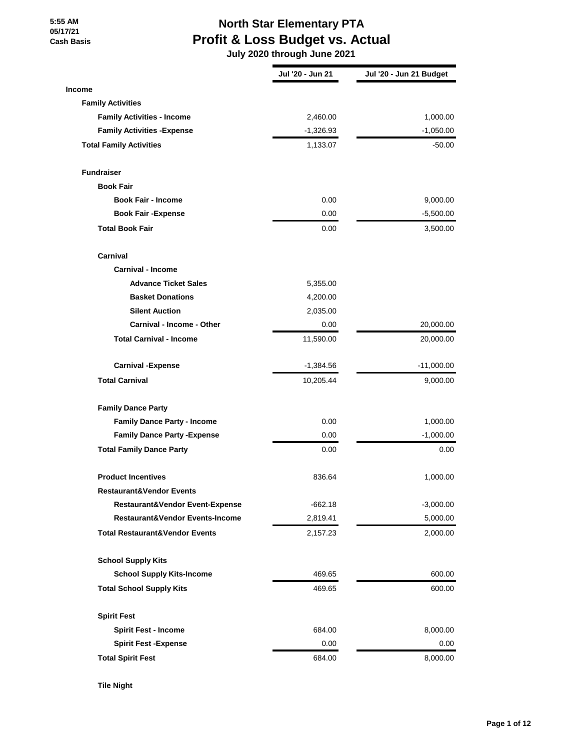5:55 AM
05/17/21
Cash Basis

# North Star Elementary PTA
## Profit & Loss Budget vs. Actual
### July 2020 through June 2021

| | Jul '20 - Jun 21 | Jul '20 - Jun 21 Budget |
|---|---|---|
| **Income** | | |
| **Family Activities** | | |
| **Family Activities - Income** | 2,460.00 | 1,000.00 |
| **Family Activities -Expense** | -1,326.93 | -1,050.00 |
| **Total Family Activities** | 1,133.07 | -50.00 |
| | | |
| **Fundraiser** | | |
| **Book Fair** | | |
| **Book Fair - Income** | 0.00 | 9,000.00 |
| **Book Fair -Expense** | 0.00 | -5,500.00 |
| **Total Book Fair** | 0.00 | 3,500.00 |
| | | |
| **Carnival** | | |
| **Carnival - Income** | | |
| **Advance Ticket Sales** | 5,355.00 | |
| **Basket Donations** | 4,200.00 | |
| **Silent Auction** | 2,035.00 | |
| **Carnival - Income - Other** | 0.00 | 20,000.00 |
| **Total Carnival - Income** | 11,590.00 | 20,000.00 |
| | | |
| **Carnival -Expense** | -1,384.56 | -11,000.00 |
| **Total Carnival** | 10,205.44 | 9,000.00 |
| | | |
| **Family Dance Party** | | |
| **Family Dance Party - Income** | 0.00 | 1,000.00 |
| **Family Dance Party -Expense** | 0.00 | -1,000.00 |
| **Total Family Dance Party** | 0.00 | 0.00 |
| | | |
| **Product Incentives** | 836.64 | 1,000.00 |
| **Restaurant&Vendor Events** | | |
| **Restaurant&Vendor Event-Expense** | -662.18 | -3,000.00 |
| **Restaurant&Vendor Events-Income** | 2,819.41 | 5,000.00 |
| **Total Restaurant&Vendor Events** | 2,157.23 | 2,000.00 |
| | | |
| **School Supply Kits** | | |
| **School Supply Kits-Income** | 469.65 | 600.00 |
| **Total School Supply Kits** | 469.65 | 600.00 |
| | | |
| **Spirit Fest** | | |
| **Spirit Fest - Income** | 684.00 | 8,000.00 |
| **Spirit Fest -Expense** | 0.00 | 0.00 |
| **Total Spirit Fest** | 684.00 | 8,000.00 |
| | | |
| **Tile Night** | | |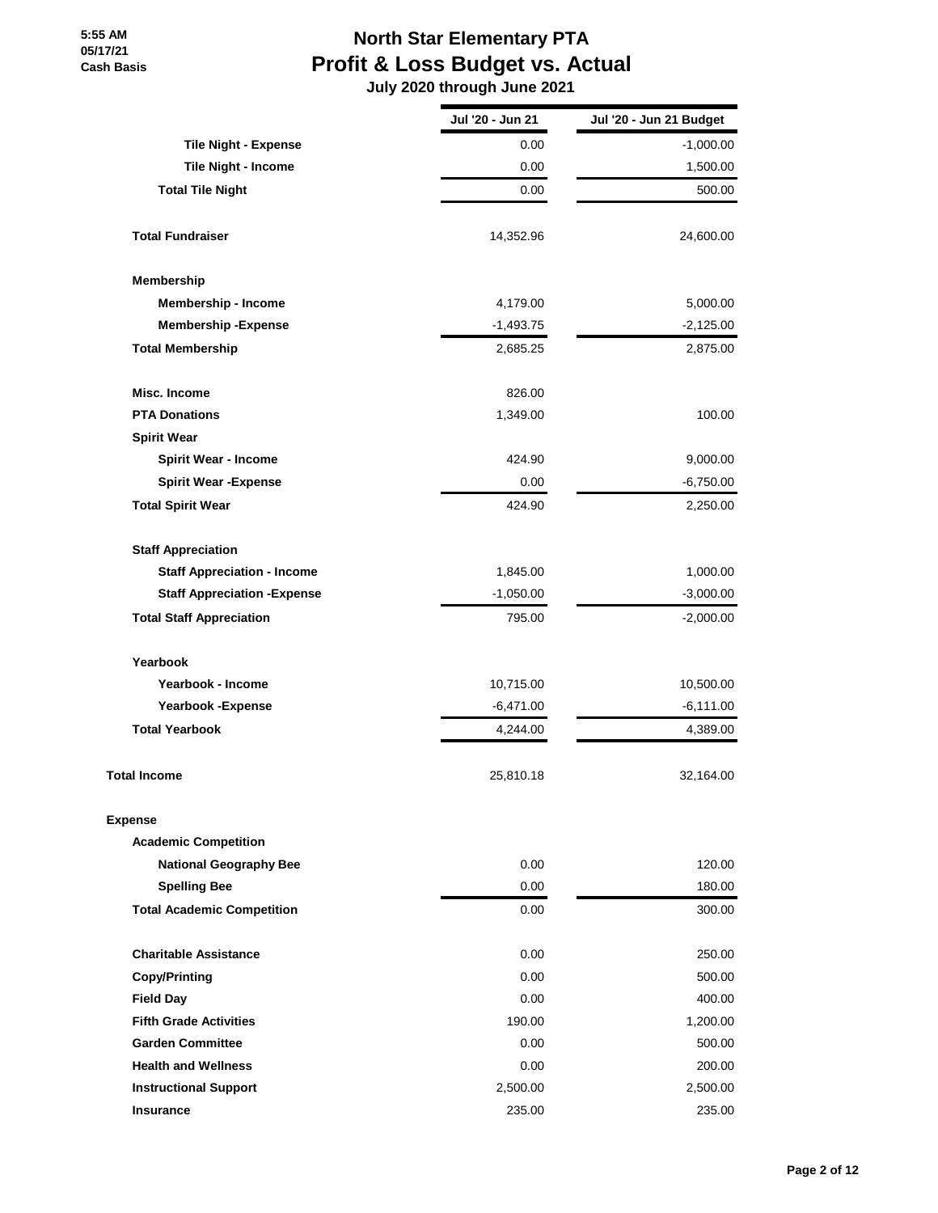# North Star Elementary PTA
## Profit & Loss Budget vs. Actual
### July 2020 through June 2021

5:55 AM
05/17/21
Cash Basis

| | Jul '20 - Jun 21 | Jul '20 - Jun 21 Budget |
|---|---|---|
| **Tile Night - Expense** | 0.00 | -1,000.00 |
| **Tile Night - Income** | 0.00 | 1,500.00 |
| **Total Tile Night** | 0.00 | 500.00 |
| **Total Fundraiser** | 14,352.96 | 24,600.00 |
| **Membership** | | |
| **Membership - Income** | 4,179.00 | 5,000.00 |
| **Membership -Expense** | -1,493.75 | -2,125.00 |
| **Total Membership** | 2,685.25 | 2,875.00 |
| **Misc. Income** | 826.00 | |
| **PTA Donations** | 1,349.00 | 100.00 |
| **Spirit Wear** | | |
| **Spirit Wear - Income** | 424.90 | 9,000.00 |
| **Spirit Wear -Expense** | 0.00 | -6,750.00 |
| **Total Spirit Wear** | 424.90 | 2,250.00 |
| **Staff Appreciation** | | |
| **Staff Appreciation - Income** | 1,845.00 | 1,000.00 |
| **Staff Appreciation -Expense** | -1,050.00 | -3,000.00 |
| **Total Staff Appreciation** | 795.00 | -2,000.00 |
| **Yearbook** | | |
| **Yearbook - Income** | 10,715.00 | 10,500.00 |
| **Yearbook -Expense** | -6,471.00 | -6,111.00 |
| **Total Yearbook** | 4,244.00 | 4,389.00 |
| **Total Income** | 25,810.18 | 32,164.00 |
| **Expense** | | |
| **Academic Competition** | | |
| **National Geography Bee** | 0.00 | 120.00 |
| **Spelling Bee** | 0.00 | 180.00 |
| **Total Academic Competition** | 0.00 | 300.00 |
| **Charitable Assistance** | 0.00 | 250.00 |
| **Copy/Printing** | 0.00 | 500.00 |
| **Field Day** | 0.00 | 400.00 |
| **Fifth Grade Activities** | 190.00 | 1,200.00 |
| **Garden Committee** | 0.00 | 500.00 |
| **Health and Wellness** | 0.00 | 200.00 |
| **Instructional Support** | 2,500.00 | 2,500.00 |
| **Insurance** | 235.00 | 235.00 |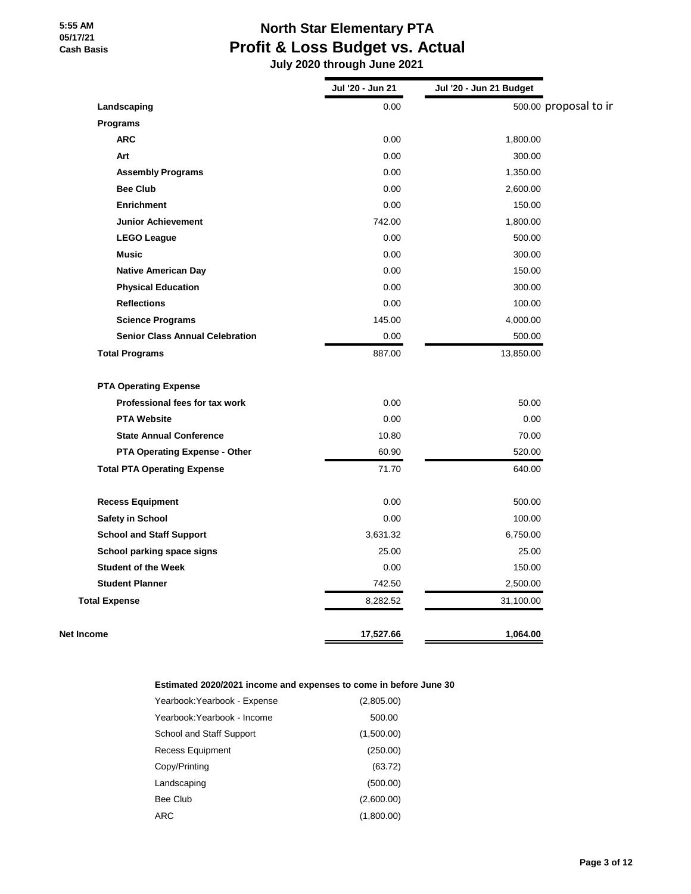5:55 AM
05/17/21
Cash Basis

# North Star Elementary PTA
## Profit & Loss Budget vs. Actual
### July 2020 through June 2021

| | Jul '20 - Jun 21 | Jul '20 - Jun 21 Budget | |
|---|---|---|---|
| **Landscaping** | 0.00 | 500.00 | proposal to ir |
| **Programs** | | | |
| **ARC** | 0.00 | 1,800.00 | |
| **Art** | 0.00 | 300.00 | |
| **Assembly Programs** | 0.00 | 1,350.00 | |
| **Bee Club** | 0.00 | 2,600.00 | |
| **Enrichment** | 0.00 | 150.00 | |
| **Junior Achievement** | 742.00 | 1,800.00 | |
| **LEGO League** | 0.00 | 500.00 | |
| **Music** | 0.00 | 300.00 | |
| **Native American Day** | 0.00 | 150.00 | |
| **Physical Education** | 0.00 | 300.00 | |
| **Reflections** | 0.00 | 100.00 | |
| **Science Programs** | 145.00 | 4,000.00 | |
| **Senior Class Annual Celebration** | 0.00 | 500.00 | |
| **Total Programs** | 887.00 | 13,850.00 | |
| **PTA Operating Expense** | | | |
| **Professional fees for tax work** | 0.00 | 50.00 | |
| **PTA Website** | 0.00 | 0.00 | |
| **State Annual Conference** | 10.80 | 70.00 | |
| **PTA Operating Expense - Other** | 60.90 | 520.00 | |
| **Total PTA Operating Expense** | 71.70 | 640.00 | |
| **Recess Equipment** | 0.00 | 500.00 | |
| **Safety in School** | 0.00 | 100.00 | |
| **School and Staff Support** | 3,631.32 | 6,750.00 | |
| **School parking space signs** | 25.00 | 25.00 | |
| **Student of the Week** | 0.00 | 150.00 | |
| **Student Planner** | 742.50 | 2,500.00 | |
| **Total Expense** | 8,282.52 | 31,100.00 | |
| **Net Income** | **17,527.66** | **1,064.00** | |

**Estimated 2020/2021 income and expenses to come in before June 30**

| | |
|---|---|
| Yearbook:Yearbook - Expense | (2,805.00) |
| Yearbook:Yearbook - Income | 500.00 |
| School and Staff Support | (1,500.00) |
| Recess Equipment | (250.00) |
| Copy/Printing | (63.72) |
| Landscaping | (500.00) |
| Bee Club | (2,600.00) |
| ARC | (1,800.00) |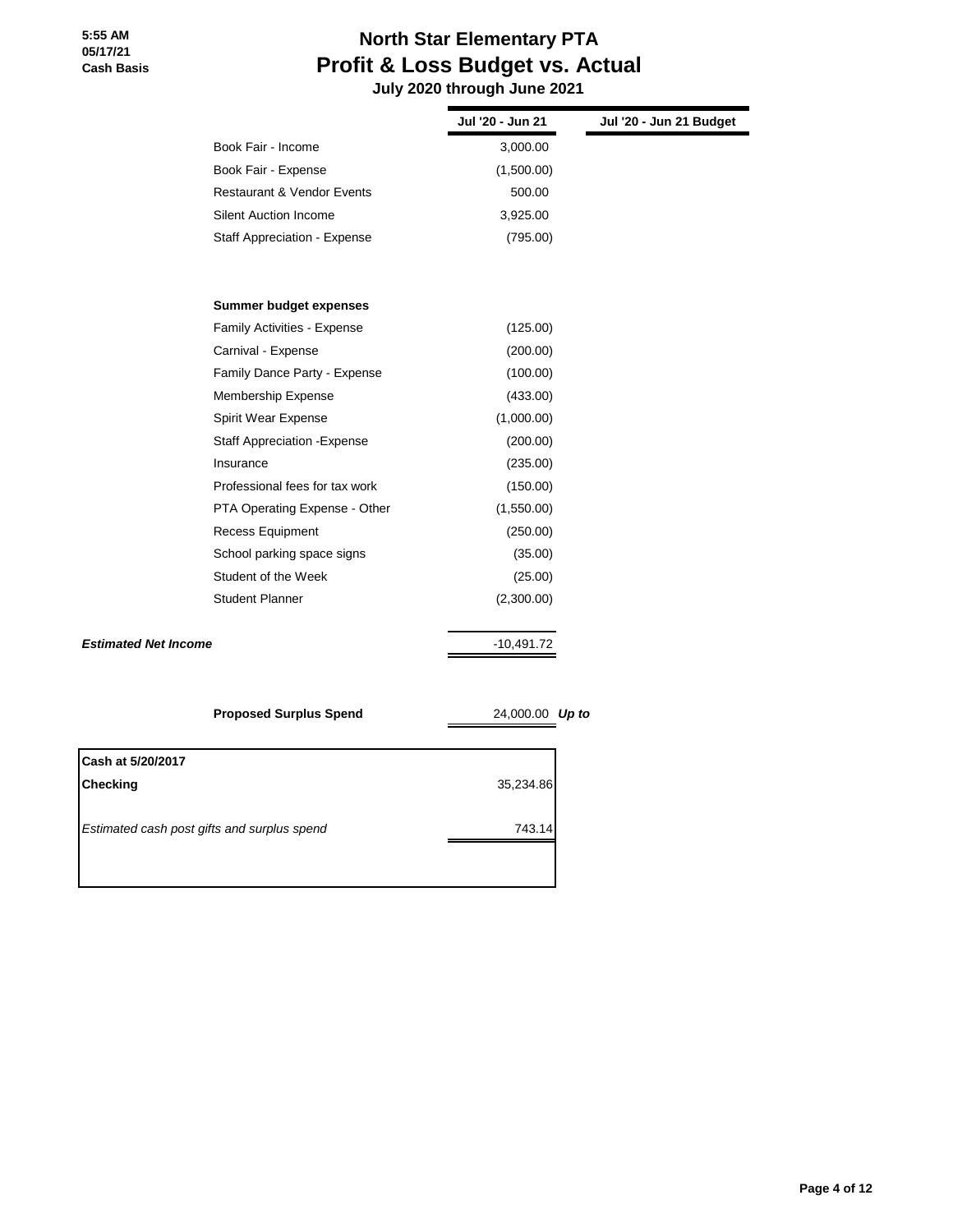5:55 AM
05/17/21
Cash Basis

# North Star Elementary PTA
## Profit & Loss Budget vs. Actual
### July 2020 through June 2021

| | Jul '20 - Jun 21 | Jul '20 - Jun 21 Budget |
|---|---|---|
| Book Fair - Income | 3,000.00 | |
| Book Fair - Expense | (1,500.00) | |
| Restaurant & Vendor Events | 500.00 | |
| Silent Auction Income | 3,925.00 | |
| Staff Appreciation - Expense | (795.00) | |
| | | |
| **Summer budget expenses** | | |
| Family Activities - Expense | (125.00) | |
| Carnival - Expense | (200.00) | |
| Family Dance Party - Expense | (100.00) | |
| Membership Expense | (433.00) | |
| Spirit Wear Expense | (1,000.00) | |
| Staff Appreciation -Expense | (200.00) | |
| Insurance | (235.00) | |
| Professional fees for tax work | (150.00) | |
| PTA Operating Expense - Other | (1,550.00) | |
| Recess Equipment | (250.00) | |
| School parking space signs | (35.00) | |
| Student of the Week | (25.00) | |
| Student Planner | (2,300.00) | |
| ***Estimated Net Income*** | -10,491.72 | |
| | | |
| **Proposed Surplus Spend** | 24,000.00 ***Up to*** | |

| **Cash at 5/20/2017** | |
|---|---|
| **Checking** | 35,234.86 |
| *Estimated cash post gifts and surplus spend* | 743.14 |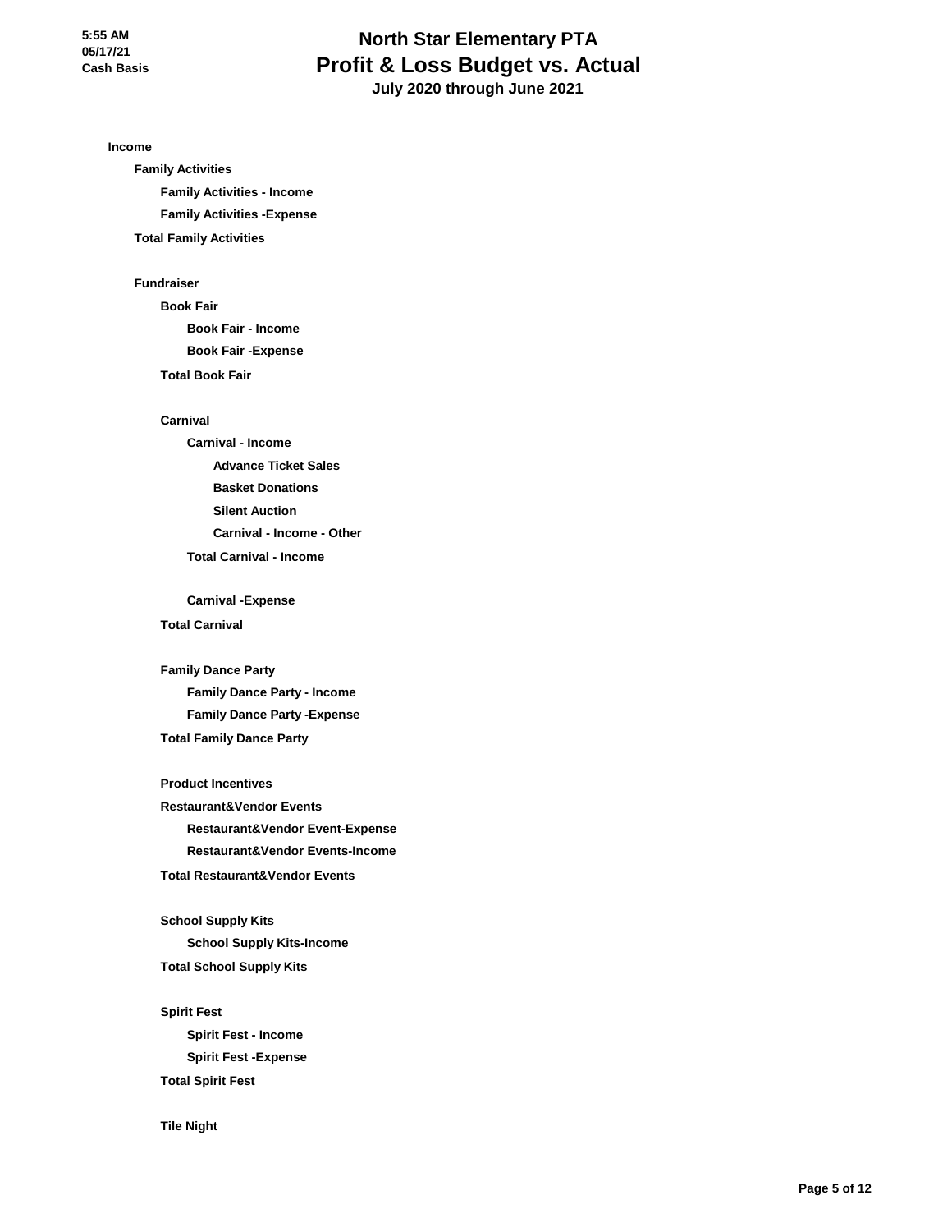# North Star Elementary PTA

## Profit & Loss Budget vs. Actual

### July 2020 through June 2021

5:55 AM
05/17/21
Cash Basis

**Income**

- **Family Activities**
  - **Family Activities - Income**
  - **Family Activities -Expense**
- **Total Family Activities**

- **Fundraiser**
  - **Book Fair**
    - **Book Fair - Income**
    - **Book Fair -Expense**
  - **Total Book Fair**

  - **Carnival**
    - **Carnival - Income**
      - **Advance Ticket Sales**
      - **Basket Donations**
      - **Silent Auction**
      - **Carnival - Income - Other**
    - **Total Carnival - Income**

    - **Carnival -Expense**
  - **Total Carnival**

  - **Family Dance Party**
    - **Family Dance Party - Income**
    - **Family Dance Party -Expense**
  - **Total Family Dance Party**

  - **Product Incentives**
  - **Restaurant&Vendor Events**
    - **Restaurant&Vendor Event-Expense**
    - **Restaurant&Vendor Events-Income**
  - **Total Restaurant&Vendor Events**

  - **School Supply Kits**
    - **School Supply Kits-Income**
  - **Total School Supply Kits**

  - **Spirit Fest**
    - **Spirit Fest - Income**
    - **Spirit Fest -Expense**
  - **Total Spirit Fest**

  - **Tile Night**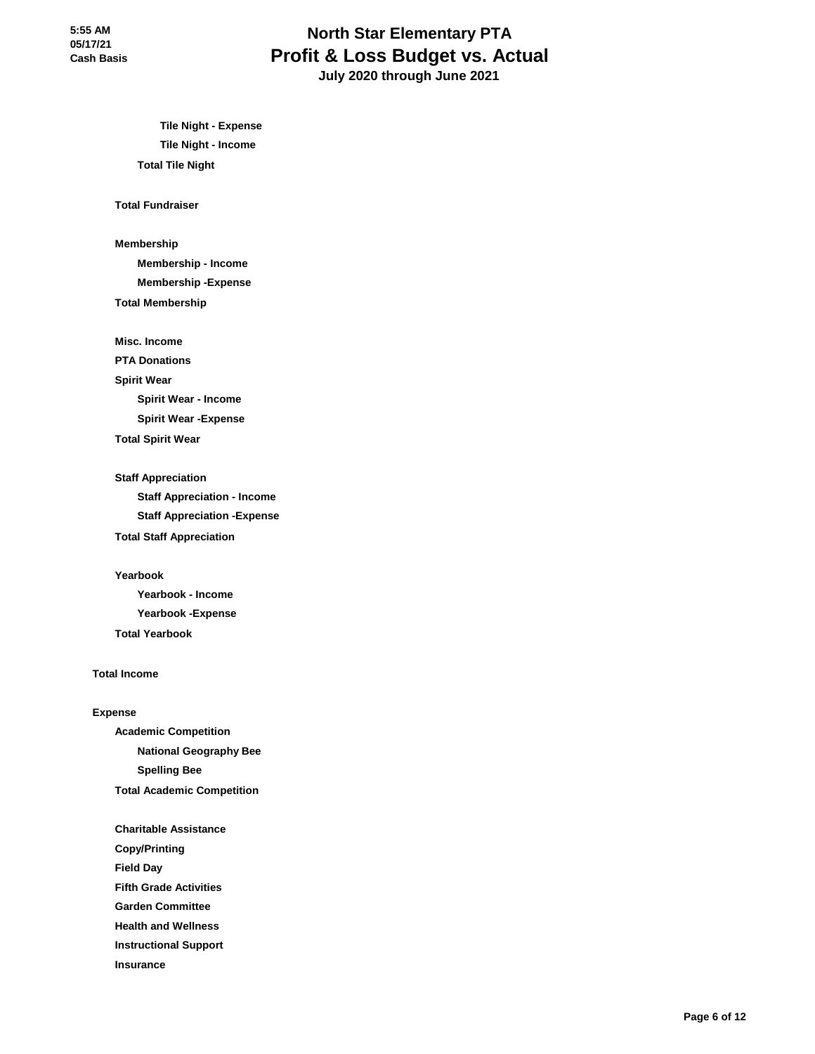# North Star Elementary PTA
## Profit & Loss Budget vs. Actual
### July 2020 through June 2021

5:55 AM
05/17/21
Cash Basis

- Tile Night - Expense
- Tile Night - Income
- **Total Tile Night**

**Total Fundraiser**

**Membership**
- Membership - Income
- Membership -Expense

**Total Membership**

**Misc. Income**

**PTA Donations**

**Spirit Wear**
- Spirit Wear - Income
- Spirit Wear -Expense

**Total Spirit Wear**

**Staff Appreciation**
- Staff Appreciation - Income
- Staff Appreciation -Expense

**Total Staff Appreciation**

**Yearbook**
- Yearbook - Income
- Yearbook -Expense

**Total Yearbook**

**Total Income**

**Expense**

**Academic Competition**
- National Geography Bee
- Spelling Bee

**Total Academic Competition**

**Charitable Assistance**

**Copy/Printing**

**Field Day**

**Fifth Grade Activities**

**Garden Committee**

**Health and Wellness**

**Instructional Support**

**Insurance**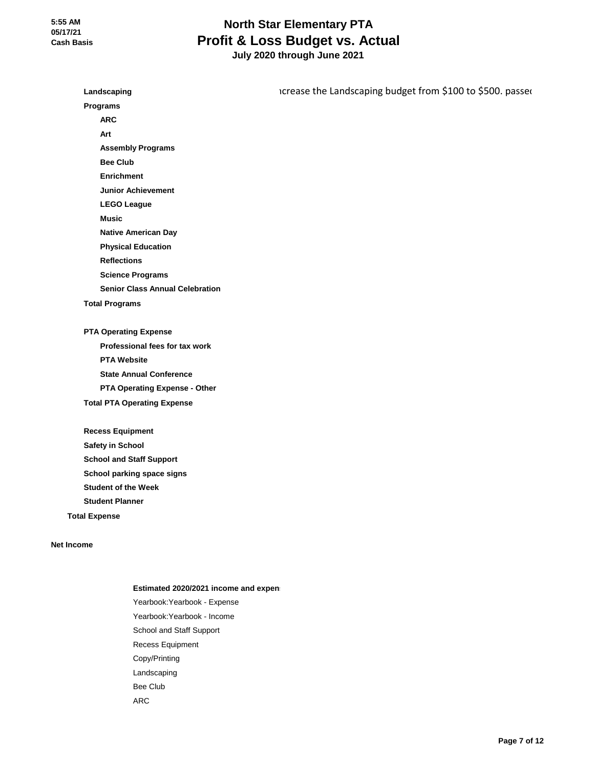# North Star Elementary PTA
## Profit & Loss Budget vs. Actual
### July 2020 through June 2021

5:55 AM
05/17/21
Cash Basis

**Landscaping** ncrease the Landscaping budget from $100 to $500. passe

**Programs**

- **ARC**
- **Art**
- **Assembly Programs**
- **Bee Club**
- **Enrichment**
- **Junior Achievement**
- **LEGO League**
- **Music**
- **Native American Day**
- **Physical Education**
- **Reflections**
- **Science Programs**
- **Senior Class Annual Celebration**

**Total Programs**

**PTA Operating Expense**

- **Professional fees for tax work**
- **PTA Website**
- **State Annual Conference**
- **PTA Operating Expense - Other**

**Total PTA Operating Expense**

**Recess Equipment**

**Safety in School**

**School and Staff Support**

**School parking space signs**

**Student of the Week**

**Student Planner**

**Total Expense**

**Net Income**

**Estimated 2020/2021 income and expen**

Yearbook:Yearbook - Expense
Yearbook:Yearbook - Income
School and Staff Support
Recess Equipment
Copy/Printing
Landscaping
Bee Club
ARC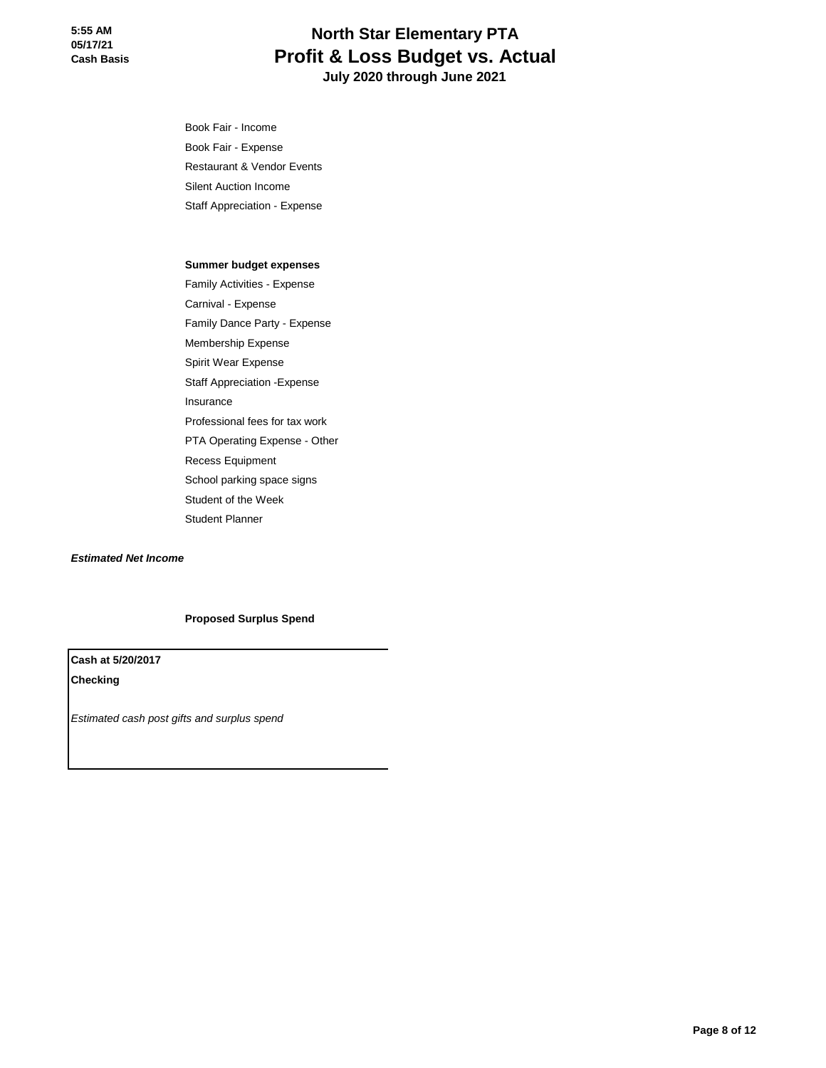# North Star Elementary PTA
## Profit & Loss Budget vs. Actual
### July 2020 through June 2021

Book Fair - Income

Book Fair - Expense

Restaurant & Vendor Events

Silent Auction Income

Staff Appreciation - Expense

**Summer budget expenses**

Family Activities - Expense

Carnival - Expense

Family Dance Party - Expense

Membership Expense

Spirit Wear Expense

Staff Appreciation -Expense

Insurance

Professional fees for tax work

PTA Operating Expense - Other

Recess Equipment

School parking space signs

Student of the Week

Student Planner

***Estimated Net Income***

**Proposed Surplus Spend**

**Cash at 5/20/2017**

**Checking**

*Estimated cash post gifts and surplus spend*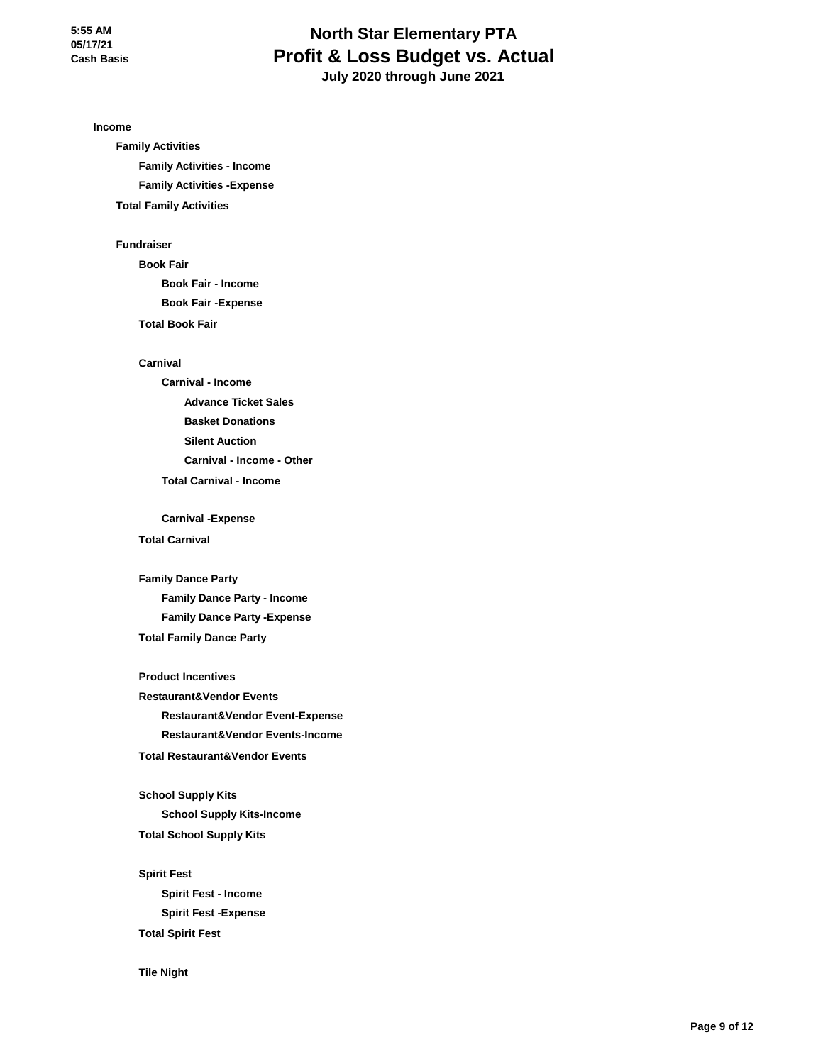# North Star Elementary PTA

## Profit & Loss Budget vs. Actual

### July 2020 through June 2021

5:55 AM
05/17/21
Cash Basis

**Income**

- **Family Activities**
  - **Family Activities - Income**
  - **Family Activities -Expense**
- **Total Family Activities**

- **Fundraiser**
  - **Book Fair**
    - **Book Fair - Income**
    - **Book Fair -Expense**
  - **Total Book Fair**

  - **Carnival**
    - **Carnival - Income**
      - **Advance Ticket Sales**
      - **Basket Donations**
      - **Silent Auction**
      - **Carnival - Income - Other**
    - **Total Carnival - Income**

    - **Carnival -Expense**
  - **Total Carnival**

  - **Family Dance Party**
    - **Family Dance Party - Income**
    - **Family Dance Party -Expense**
  - **Total Family Dance Party**

  - **Product Incentives**
  - **Restaurant&Vendor Events**
    - **Restaurant&Vendor Event-Expense**
    - **Restaurant&Vendor Events-Income**
  - **Total Restaurant&Vendor Events**

  - **School Supply Kits**
    - **School Supply Kits-Income**
  - **Total School Supply Kits**

  - **Spirit Fest**
    - **Spirit Fest - Income**
    - **Spirit Fest -Expense**
  - **Total Spirit Fest**

  - **Tile Night**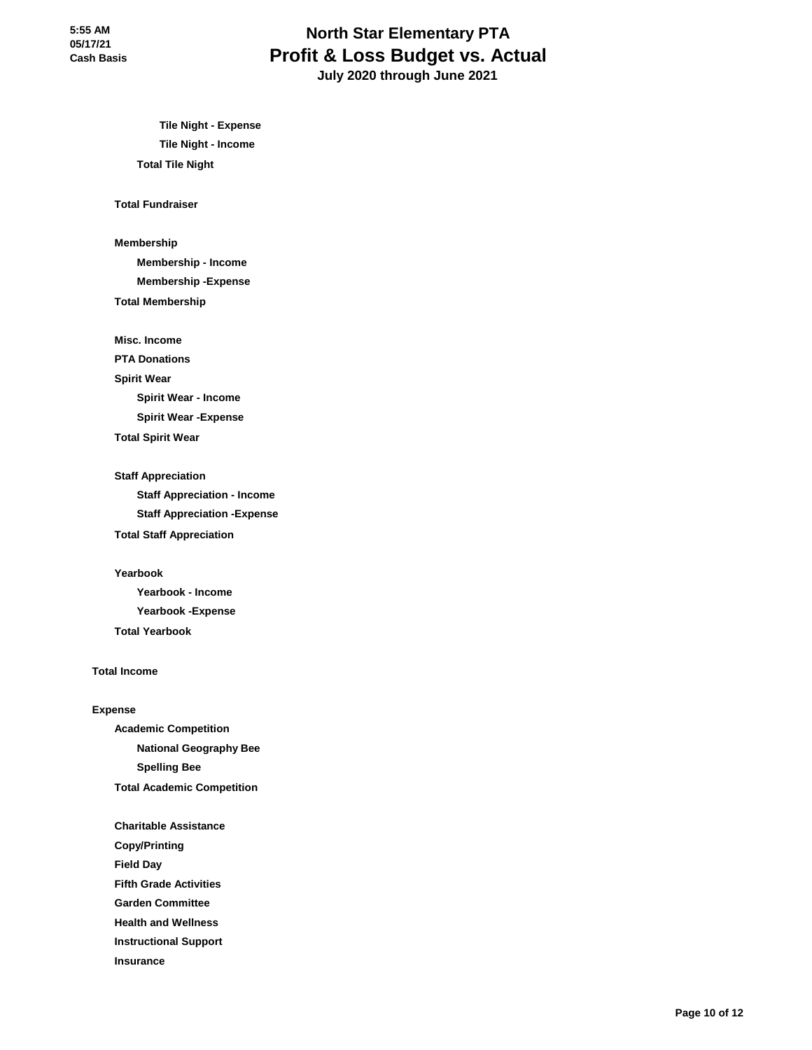# North Star Elementary PTA
## Profit & Loss Budget vs. Actual
### July 2020 through June 2021

5:55 AM
05/17/21
Cash Basis

**Tile Night - Expense**

**Tile Night - Income**

**Total Tile Night**

**Total Fundraiser**

**Membership**

**Membership - Income**

**Membership -Expense**

**Total Membership**

**Misc. Income**

**PTA Donations**

**Spirit Wear**

**Spirit Wear - Income**

**Spirit Wear -Expense**

**Total Spirit Wear**

**Staff Appreciation**

**Staff Appreciation - Income**

**Staff Appreciation -Expense**

**Total Staff Appreciation**

**Yearbook**

**Yearbook - Income**

**Yearbook -Expense**

**Total Yearbook**

**Total Income**

**Expense**

**Academic Competition**

**National Geography Bee**

**Spelling Bee**

**Total Academic Competition**

**Charitable Assistance**

**Copy/Printing**

**Field Day**

**Fifth Grade Activities**

**Garden Committee**

**Health and Wellness**

**Instructional Support**

**Insurance**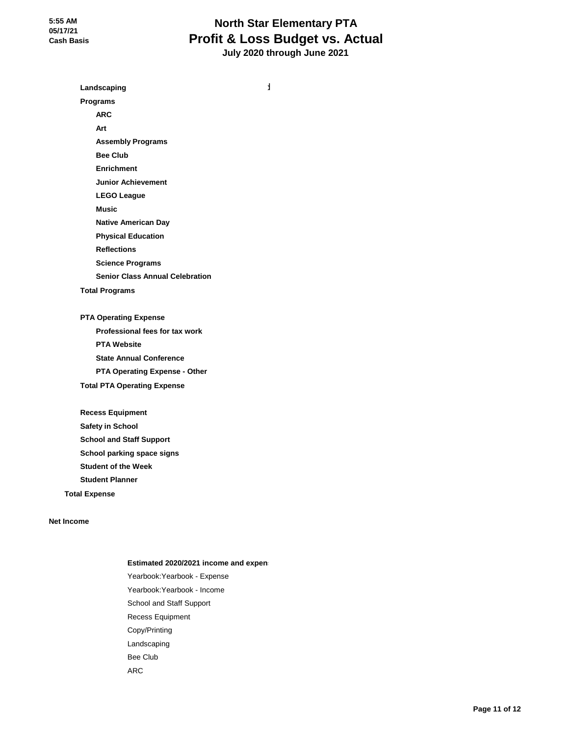# North Star Elementary PTA
## Profit & Loss Budget vs. Actual
### July 2020 through June 2021

5:55 AM
05/17/21
Cash Basis

**Landscaping**

**Programs**

- **ARC**
- **Art**
- **Assembly Programs**
- **Bee Club**
- **Enrichment**
- **Junior Achievement**
- **LEGO League**
- **Music**
- **Native American Day**
- **Physical Education**
- **Reflections**
- **Science Programs**
- **Senior Class Annual Celebration**

**Total Programs**

**PTA Operating Expense**

- **Professional fees for tax work**
- **PTA Website**
- **State Annual Conference**
- **PTA Operating Expense - Other**

**Total PTA Operating Expense**

**Recess Equipment**

**Safety in School**

**School and Staff Support**

**School parking space signs**

**Student of the Week**

**Student Planner**

**Total Expense**

**Net Income**

**Estimated 2020/2021 income and expen**

Yearbook:Yearbook - Expense

Yearbook:Yearbook - Income

School and Staff Support

Recess Equipment

Copy/Printing

Landscaping

Bee Club

ARC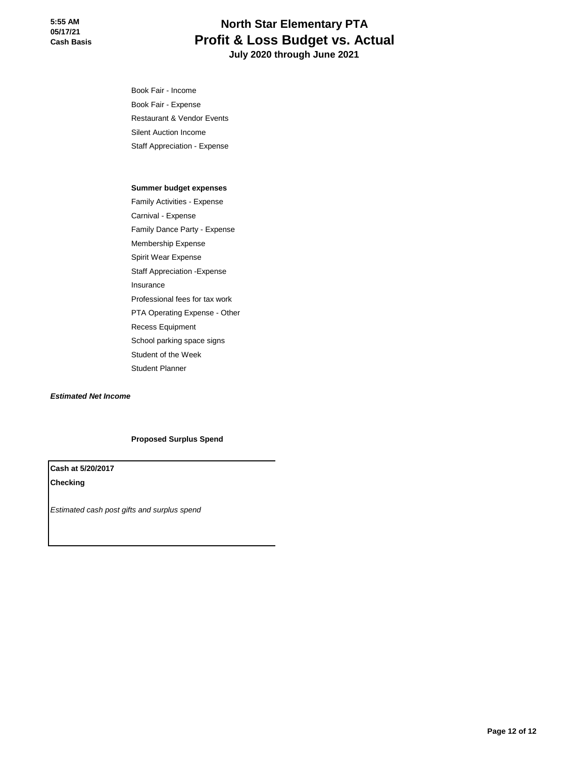Book Fair - Income

Book Fair - Expense

Restaurant & Vendor Events

Silent Auction Income

Staff Appreciation - Expense

**Summer budget expenses**

Family Activities - Expense

Carnival - Expense

Family Dance Party - Expense

Membership Expense

Spirit Wear Expense

Staff Appreciation -Expense

Insurance

Professional fees for tax work

PTA Operating Expense - Other

Recess Equipment

School parking space signs

Student of the Week

Student Planner

***Estimated Net Income***

**Proposed Surplus Spend**

**Cash at 5/20/2017**

**Checking**

*Estimated cash post gifts and surplus spend*